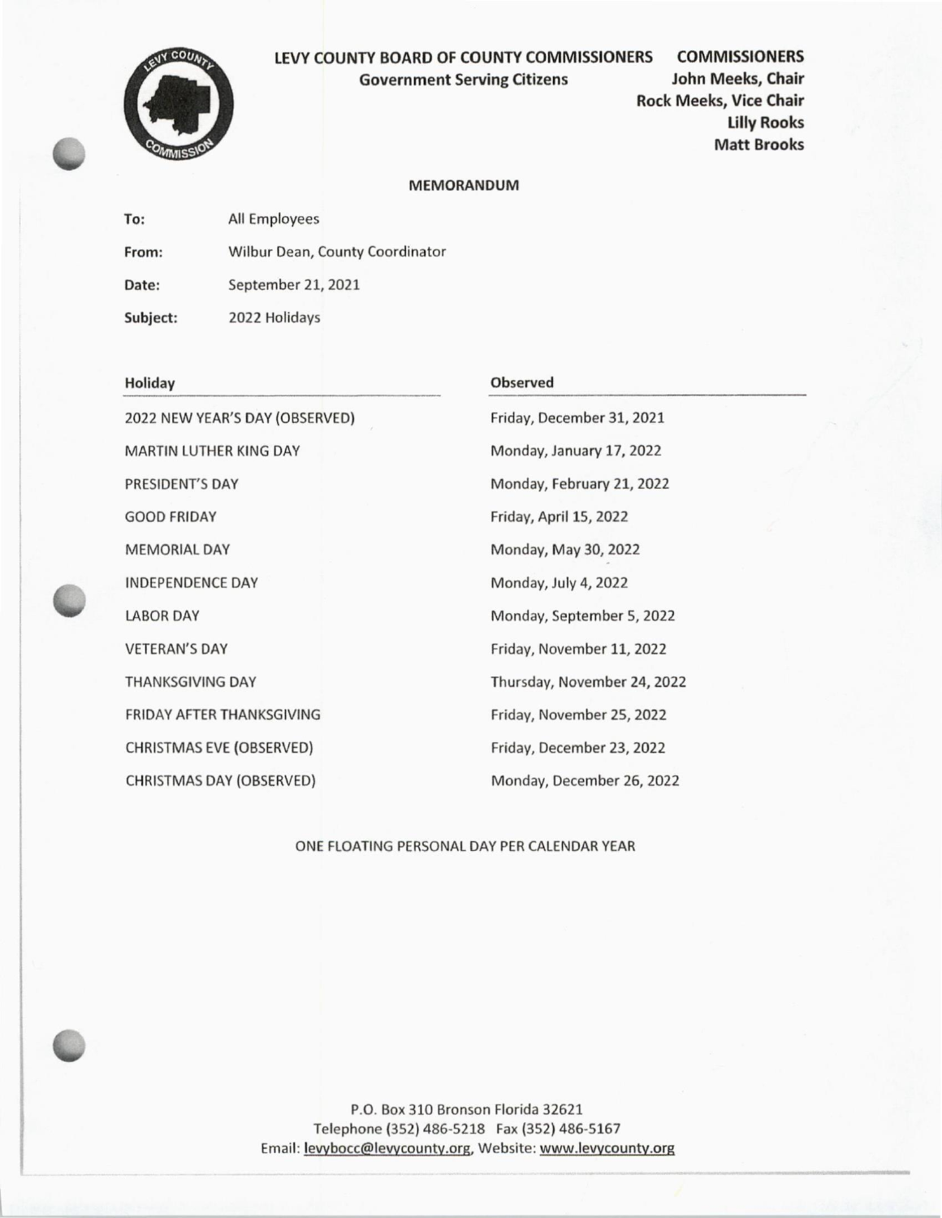**LEVY COUNTY BOARD OF COUNTY COMMISSIONERS**
**Government Serving Citizens**

**COMMISSIONERS**
**John Meeks, Chair**
**Rock Meeks, Vice Chair**
**Lilly Rooks**
**Matt Brooks**

## MEMORANDUM

**To:** All Employees

**From:** Wilbur Dean, County Coordinator

**Date:** September 21, 2021

**Subject:** 2022 Holidays

| Holiday | Observed |
|---|---|
| 2022 NEW YEAR'S DAY (OBSERVED) | Friday, December 31, 2021 |
| MARTIN LUTHER KING DAY | Monday, January 17, 2022 |
| PRESIDENT'S DAY | Monday, February 21, 2022 |
| GOOD FRIDAY | Friday, April 15, 2022 |
| MEMORIAL DAY | Monday, May 30, 2022 |
| INDEPENDENCE DAY | Monday, July 4, 2022 |
| LABOR DAY | Monday, September 5, 2022 |
| VETERAN'S DAY | Friday, November 11, 2022 |
| THANKSGIVING DAY | Thursday, November 24, 2022 |
| FRIDAY AFTER THANKSGIVING | Friday, November 25, 2022 |
| CHRISTMAS EVE (OBSERVED) | Friday, December 23, 2022 |
| CHRISTMAS DAY (OBSERVED) | Monday, December 26, 2022 |

ONE FLOATING PERSONAL DAY PER CALENDAR YEAR

P.O. Box 310 Bronson Florida 32621
Telephone (352) 486-5218 Fax (352) 486-5167
Email: levybocc@levycounty.org, Website: www.levycounty.org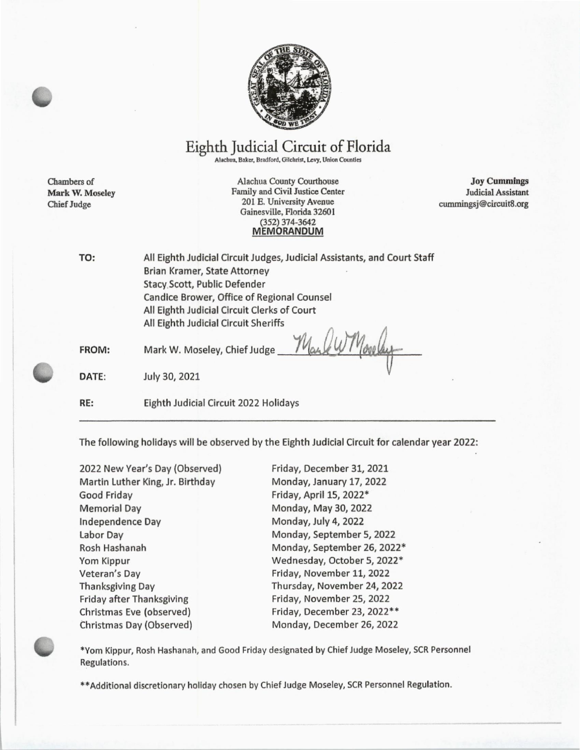# Eighth Judicial Circuit of Florida

Alachua, Baker, Bradford, Gilchrist, Levy, Union Counties

Chambers of
**Mark W. Moseley**
Chief Judge

Alachua County Courthouse
Family and Civil Justice Center
201 E. University Avenue
Gainesville, Florida 32601
(352) 374-3642

**Joy Cummings**
Judicial Assistant
cummingsj@circuit8.org

## MEMORANDUM

**TO:** All Eighth Judicial Circuit Judges, Judicial Assistants, and Court Staff
Brian Kramer, State Attorney
Stacy Scott, Public Defender
Candice Brower, Office of Regional Counsel
All Eighth Judicial Circuit Clerks of Court
All Eighth Judicial Circuit Sheriffs

**FROM:** Mark W. Moseley, Chief Judge

**DATE:** July 30, 2021

**RE:** Eighth Judicial Circuit 2022 Holidays

---

The following holidays will be observed by the Eighth Judicial Circuit for calendar year 2022:

| | |
|---|---|
| 2022 New Year's Day (Observed) | Friday, December 31, 2021 |
| Martin Luther King, Jr. Birthday | Monday, January 17, 2022 |
| Good Friday | Friday, April 15, 2022* |
| Memorial Day | Monday, May 30, 2022 |
| Independence Day | Monday, July 4, 2022 |
| Labor Day | Monday, September 5, 2022 |
| Rosh Hashanah | Monday, September 26, 2022* |
| Yom Kippur | Wednesday, October 5, 2022* |
| Veteran's Day | Friday, November 11, 2022 |
| Thanksgiving Day | Thursday, November 24, 2022 |
| Friday after Thanksgiving | Friday, November 25, 2022 |
| Christmas Eve (observed) | Friday, December 23, 2022** |
| Christmas Day (Observed) | Monday, December 26, 2022 |

*Yom Kippur, Rosh Hashanah, and Good Friday designated by Chief Judge Moseley, SCR Personnel Regulations.

**Additional discretionary holiday chosen by Chief Judge Moseley, SCR Personnel Regulation.